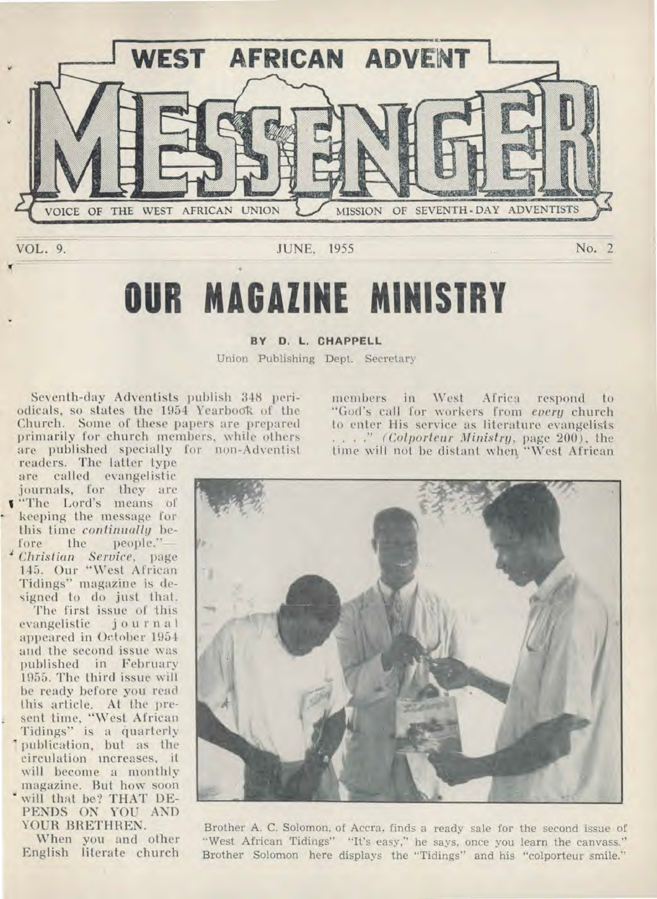# WEST AFRICAN ADVENT MESSENGER

VOICE OF THE WEST AFRICAN UNION MISSION OF SEVENTH-DAY ADVENTISTS

VOL. 9. JUNE, 1955 No. 2

# OUR MAGAZINE MINISTRY

**BY D. L. CHAPPELL**

Union Publishing Dept. Secretary

Seventh-day Adventists publish 348 periodicals, so states the 1954 Yearbook of the Church. Some of these papers are prepared primarily for church members, while others are published specially for non-Adventist readers. The latter type are called evangelistic journals, for they are "The Lord's means of keeping the message for this time *continually* before the people."—*Christian Service*, page 145. Our "West African Tidings" magazine is designed to do just that.

The first issue of this evangelistic journal appeared in October 1954 and the second issue was published in February 1955. The third issue will be ready before you read this article. At the present time, "West African Tidings" is a quarterly publication, but as the circulation increases, it will become a monthly magazine. But how soon will that be? THAT DEPENDS ON YOU AND YOUR BRETHREN.

When you and other English literate church members in West Africa respond to "God's call for workers from *every* church to enter His service as literature evangelists . . . ." (*Colporteur Ministry*, page 200), the time will not be distant when "West African

Brother A. C. Solomon, of Accra, finds a ready sale for the second issue of "West African Tidings" "It's easy," he says, once you learn the canvass." Brother Solomon here displays the "Tidings" and his "colporteur smile."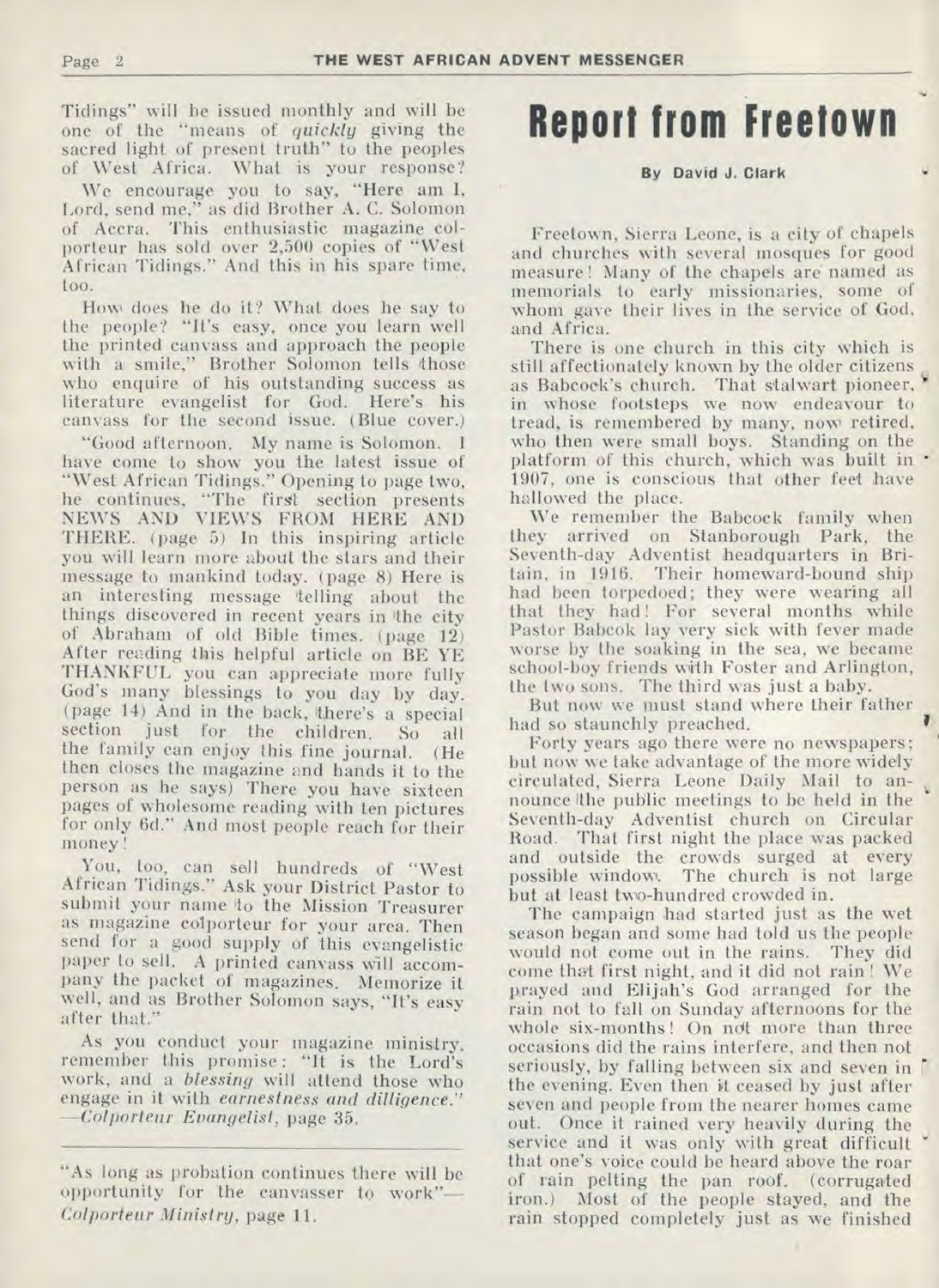Tidings" will be issued monthly and will be one of the "means of *quickly* giving the sacred light of present truth" to the peoples of West Africa. What is your response?

We encourage you to say, "Here am I, Lord, send me," as did Brother A. C. Solomon of Accra. This enthusiastic magazine colporteur has sold over 2,500 copies of "West African Tidings." And this in his spare time, too.

How does he do it? What does he say to the people? "It's easy, once you learn well the printed canvass and approach the people with a smile," Brother Solomon tells those who enquire of his outstanding success as literature evangelist for God. Here's his canvass for the second issue. (Blue cover.)

"Good afternoon. My name is Solomon. I have come to show you the latest issue of "West African Tidings." Opening to page two, he continues, "The first section presents NEWS AND VIEWS FROM HERE AND THERE. (page 5) In this inspiring article you will learn more about the stars and their message to mankind today. (page 8) Here is an interesting message telling about the things discovered in recent years in the city of Abraham of old Bible times. (page 12) After reading this helpful article on BE YE THANKFUL you can appreciate more fully God's many blessings to you day by day. (page 14) And in the back, there's a special section just for the children. So all the family can enjoy this fine journal. (He then closes the magazine and hands it to the person as he says) There you have sixteen pages of wholesome reading with ten pictures for only 6d." And most people reach for their money!

You, too, can sell hundreds of "West African Tidings." Ask your District Pastor to submit your name to the Mission Treasurer as magazine colporteur for your area. Then send for a good supply of this evangelistic paper to sell. A printed canvass will accompany the packet of magazines. Memorize it well, and as Brother Solomon says, "It's easy after that."

As you conduct your magazine ministry, remember this promise: "It is the Lord's work, and a *blessing* will attend those who engage in it with *earnestness and dilligence*." —*Colporteur Evangelist*, page 35.

---

"As long as probation continues there will be opportunity for the canvasser to work"—*Colporteur Ministry*, page 11.

# Report from Freetown

**By David J. Clark**

Freetown, Sierra Leone, is a city of chapels and churches with several mosques for good measure! Many of the chapels are named as memorials to early missionaries, some of whom gave their lives in the service of God, and Africa.

There is one church in this city which is still affectionately known by the older citizens as Babcock's church. That stalwart pioneer, in whose footsteps we now endeavour to tread, is remembered by many, now retired, who then were small boys. Standing on the platform of this church, which was built in 1907, one is conscious that other feet have hallowed the place.

We remember the Babcock family when they arrived on Stanborough Park, the Seventh-day Adventist headquarters in Britain, in 1916. Their homeward-bound ship had been torpedoed; they were wearing all that they had! For several months while Pastor Babcok lay very sick with fever made worse by the soaking in the sea, we became school-boy friends with Foster and Arlington, the two sons. The third was just a baby.

But now we must stand where their father had so staunchly preached.

Forty years ago there were no newspapers; but now we take advantage of the more widely circulated, Sierra Leone Daily Mail to announce the public meetings to be held in the Seventh-day Adventist church on Circular Road. That first night the place was packed and outside the crowds surged at every possible window. The church is not large but at least two-hundred crowded in.

The campaign had started just as the wet season began and some had told us the people would not come out in the rains. They did come that first night, and it did not rain! We prayed and Elijah's God arranged for the rain not to fall on Sunday afternoons for the whole six-months! On not more than three occasions did the rains interfere, and then not seriously, by falling between six and seven in the evening. Even then it ceased by just after seven and people from the nearer homes came out. Once it rained very heavily during the service and it was only with great difficult that one's voice could be heard above the roar of rain pelting the pan roof. (corrugated iron.) Most of the people stayed, and the rain stopped completely just as we finished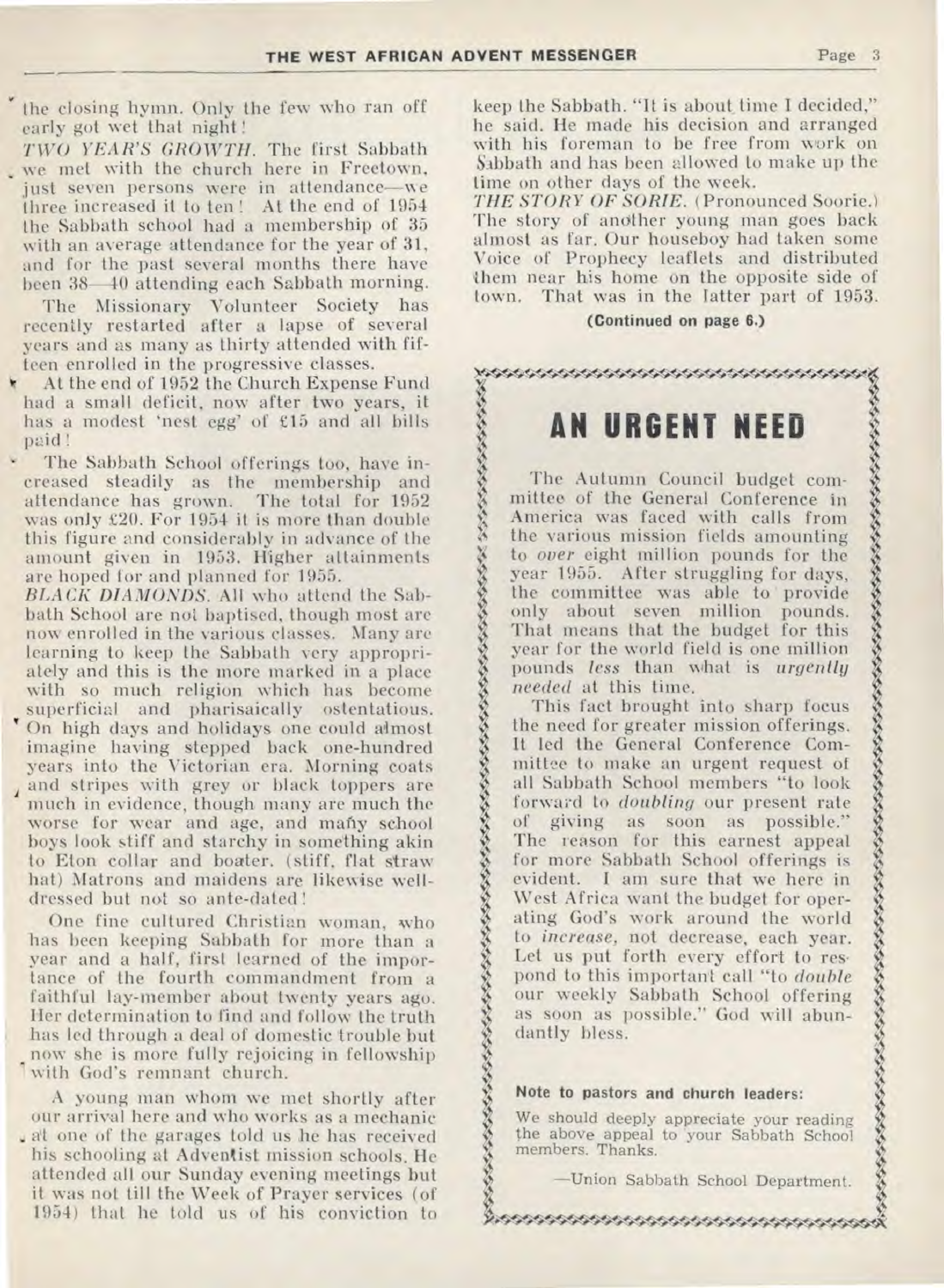the closing hymn. Only the few who ran off early got wet that night!

*TWO YEAR'S GROWTH.* The first Sabbath we met with the church here in Freetown, just seven persons were in attendance—we three increased it to ten! At the end of 1954 the Sabbath school had a membership of 35 with an average attendance for the year of 31, and for the past several months there have been 38—40 attending each Sabbath morning.

The Missionary Volunteer Society has recently restarted after a lapse of several years and as many as thirty attended with fifteen enrolled in the progressive classes.

At the end of 1952 the Church Expense Fund had a small deficit, now after two years, it has a modest 'nest egg' of £15 and all bills paid!

The Sabbath School offerings too, have increased steadily as the membership and attendance has grown. The total for 1952 was only £20. For 1954 it is more than double this figure and considerably in advance of the amount given in 1953. Higher attainments are hoped for and planned for 1955.

*BLACK DIAMONDS.* All who attend the Sabbath School are not baptised, though most are now enrolled in the various classes. Many are learning to keep the Sabbath very appropriately and this is the more marked in a place with so much religion which has become superficial and pharisaically ostentatious. On high days and holidays one could almost imagine having stepped back one-hundred years into the Victorian era. Morning coats and stripes with grey or black toppers are much in evidence, though many are much the worse for wear and age, and many school boys look stiff and starchy in something akin to Eton collar and boater. (stiff, flat straw hat) Matrons and maidens are likewise well-dressed but not so ante-dated!

One fine cultured Christian woman, who has been keeping Sabbath for more than a year and a half, first learned of the importance of the fourth commandment from a faithful lay-member about twenty years ago. Her determination to find and follow the truth has led through a deal of domestic trouble but now she is more fully rejoicing in fellowship with God's remnant church.

A young man whom we met shortly after our arrival here and who works as a mechanic at one of the garages told us he has received his schooling at Adventist mission schools. He attended all our Sunday evening meetings but it was not till the Week of Prayer services (of 1954) that he told us of his conviction to keep the Sabbath. "It is about time I decided," he said. He made his decision and arranged with his foreman to be free from work on Sabbath and has been allowed to make up the time on other days of the week.

*THE STORY OF SORIE.* (Pronounced Soorie.) The story of another young man goes back almost as far. Our houseboy had taken some Voice of Prophecy leaflets and distributed them near his home on the opposite side of town. That was in the latter part of 1953.

**(Continued on page 6.)**

# AN URGENT NEED

The Autumn Council budget committee of the General Conference in America was faced with calls from the various mission fields amounting to *over* eight million pounds for the year 1955. After struggling for days, the committee was able to provide only about seven million pounds. That means that the budget for this year for the world field is one million pounds *less* than what is *urgently needed* at this time.

This fact brought into sharp focus the need for greater mission offerings. It led the General Conference Committee to make an urgent request of all Sabbath School members "to look forward to *doubling* our present rate of giving as soon as possible." The reason for this earnest appeal for more Sabbath School offerings is evident. I am sure that we here in West Africa want the budget for operating God's work around the world to *increase*, not decrease, each year. Let us put forth every effort to respond to this important call "to *double* our weekly Sabbath School offering as soon as possible." God will abundantly bless.

**Note to pastors and church leaders:**

We should deeply appreciate your reading the above appeal to your Sabbath School members. Thanks.

—Union Sabbath School Department.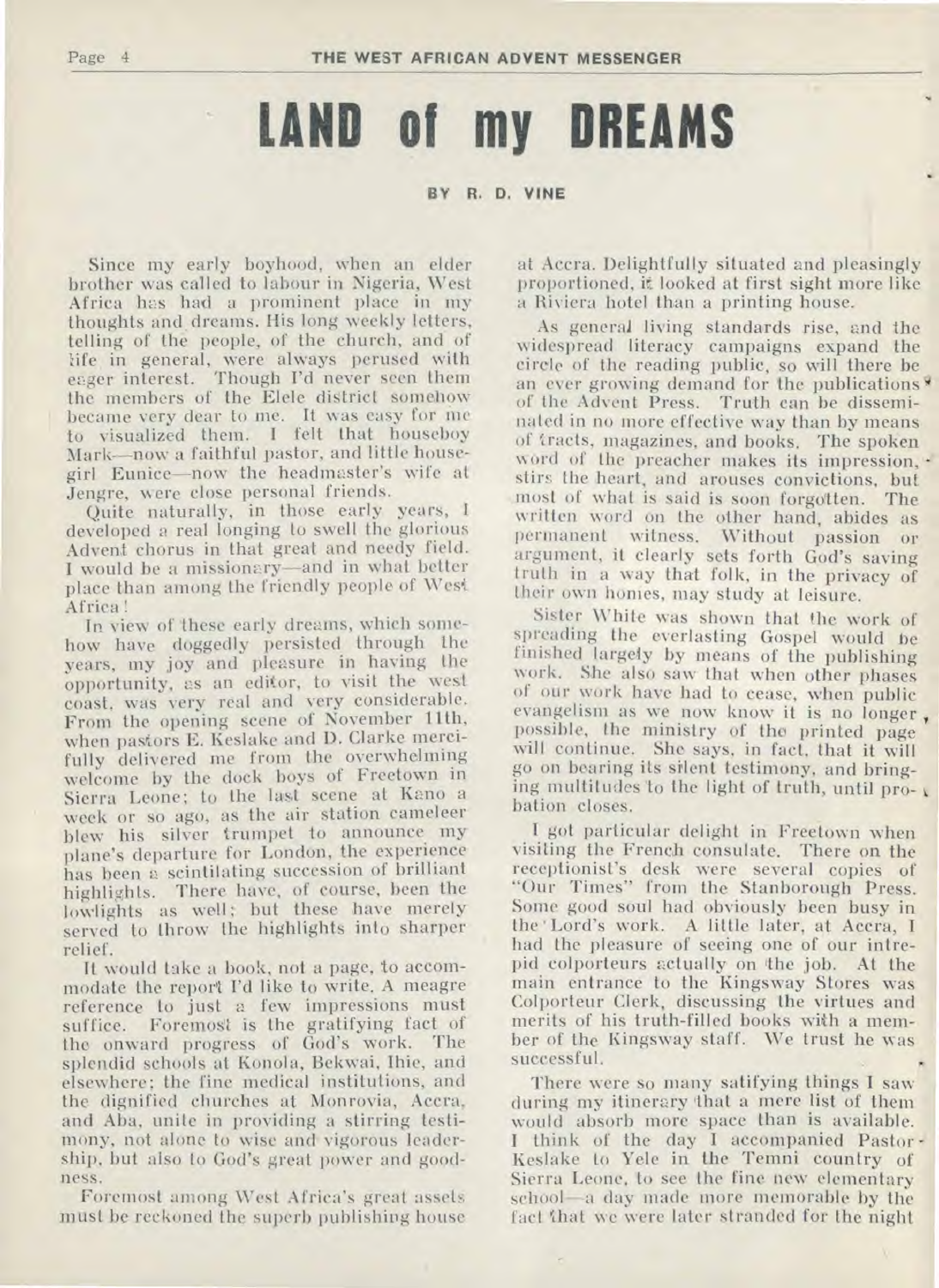# LAND of my DREAMS

**BY R. D. VINE**

Since my early boyhood, when an elder brother was called to labour in Nigeria, West Africa has had a prominent place in my thoughts and dreams. His long weekly letters, telling of the people, of the church, and of life in general, were always perused with eager interest. Though I'd never seen them the members of the Elele district somehow became very dear to me. It was easy for me to visualized them. I felt that houseboy Mark—now a faithful pastor, and little housegirl Eunice—now the headmaster's wife at Jengre, were close personal friends.

Quite naturally, in those early years, I developed a real longing to swell the glorious Advent chorus in that great and needy field. I would be a missionary—and in what better place than among the friendly people of West Africa!

In view of these early dreams, which somehow have doggedly persisted through the years, my joy and pleasure in having the opportunity, as an editor, to visit the west coast, was very real and very considerable. From the opening scene of November 11th, when pastors E. Keslake and D. Clarke mercifully delivered me from the overwhelming welcome by the dock boys of Freetown in Sierra Leone; to the last scene at Kano a week or so ago, as the air station cameleer blew his silver trumpet to announce my plane's departure for London, the experience has been a scintillating succession of brilliant highlights. There have, of course, been the lowlights as well; but these have merely served to throw the highlights into sharper relief.

It would take a book, not a page, to accommodate the report I'd like to write. A meagre reference to just a few impressions must suffice. Foremost is the gratifying fact of the onward progress of God's work. The splendid schools at Konola, Bekwai, Ihie, and elsewhere; the fine medical institutions, and the dignified churches at Monrovia, Accra, and Aba, unite in providing a stirring testimony, not alone to wise and vigorous leadership, but also to God's great power and goodness.

Foremost among West Africa's great assets must be reckoned the superb publishing house at Accra. Delightfully situated and pleasingly proportioned, it looked at first sight more like a Riviera hotel than a printing house.

As general living standards rise, and the widespread literacy campaigns expand the circle of the reading public, so will there be an ever growing demand for the publications of the Advent Press. Truth can be disseminated in no more effective way than by means of tracts, magazines, and books. The spoken word of the preacher makes its impression, stirs the heart, and arouses convictions, but most of what is said is soon forgotten. The written word on the other hand, abides as permanent witness. Without passion or argument, it clearly sets forth God's saving truth in a way that folk, in the privacy of their own homes, may study at leisure.

Sister White was shown that the work of spreading the everlasting Gospel would be finished largely by means of the publishing work. She also saw that when other phases of our work have had to cease, when public evangelism as we now know it is no longer possible, the ministry of the printed page will continue. She says, in fact, that it will go on bearing its silent testimony, and bringing multitudes to the light of truth, until probation closes.

I got particular delight in Freetown when visiting the French consulate. There on the receptionist's desk were several copies of "Our Times" from the Stanborough Press. Some good soul had obviously been busy in the Lord's work. A little later, at Accra, I had the pleasure of seeing one of our intrepid colporteurs actually on the job. At the main entrance to the Kingsway Stores was Colporteur Clerk, discussing the virtues and merits of his truth-filled books with a member of the Kingsway staff. We trust he was successful.

There were so many satifying things I saw during my itinerary that a mere list of them would absorb more space than is available. I think of the day I accompanied Pastor Keslake to Yele in the Temni country of Sierra Leone, to see the fine new elementary school—a day made more memorable by the fact that we were later stranded for the night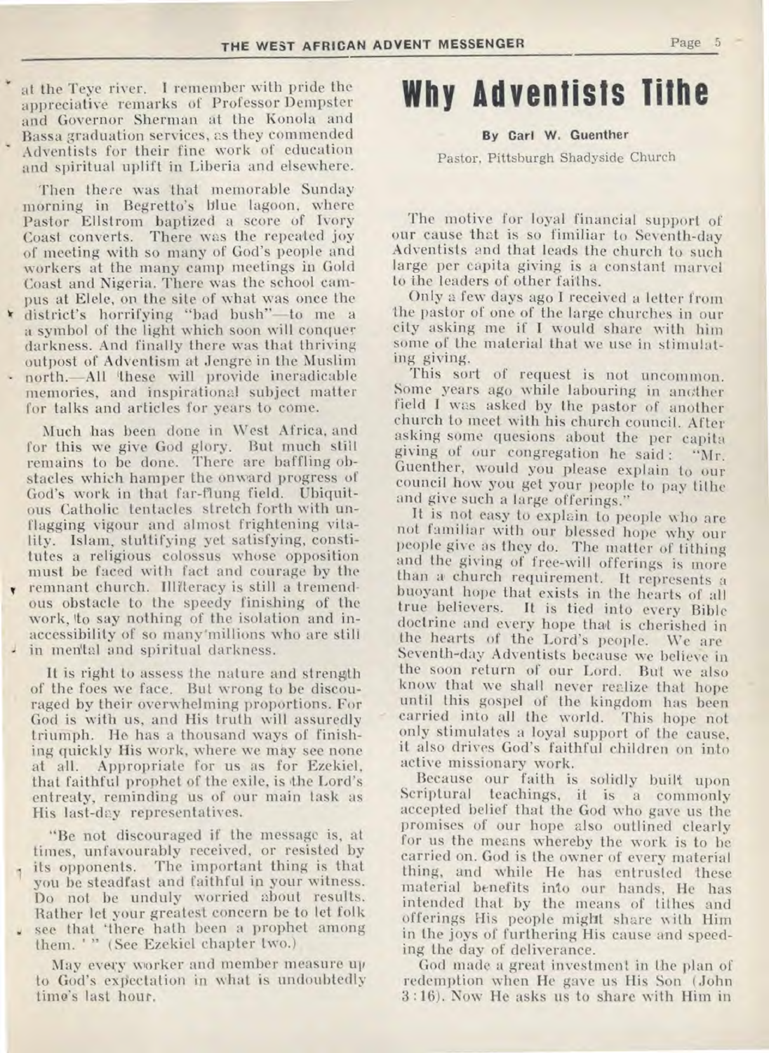at the Teye river. I remember with pride the appreciative remarks of Professor Dempster and Governor Sherman at the Konola and Bassa graduation services, as they commended Adventists for their fine work of education and spiritual uplift in Liberia and elsewhere.

Then there was that memorable Sunday morning in Begretto's blue lagoon, where Pastor Ellstrom baptized a score of Ivory Coast converts. There was the repeated joy of meeting with so many of God's people and workers at the many camp meetings in Gold Coast and Nigeria. There was the school campus at Elele, on the site of what was once the district's horrifying "bad bush"—to me a a symbol of the light which soon will conquer darkness. And finally there was that thriving outpost of Adventism at Jengre in the Muslim north.—All these will provide ineradicable memories, and inspirational subject matter for talks and articles for years to come.

Much has been done in West Africa, and for this we give God glory. But much still remains to be done. There are baffling obstacles which hamper the onward progress of God's work in that far-flung field. Ubiquitous Catholic tentacles stretch forth with unflagging vigour and almost frightening vitality. Islam, stultifying yet satisfying, constitutes a religious colossus whose opposition must be faced with fact and courage by the remnant church. Illiteracy is still a tremendous obstacle to the speedy finishing of the work, to say nothing of the isolation and inaccessibility of so many millions who are still in mental and spiritual darkness.

It is right to assess the nature and strength of the foes we face. But wrong to be discouraged by their overwhelming proportions. For God is with us, and His truth will assuredly triumph. He has a thousand ways of finishing quickly His work, where we may see none at all. Appropriate for us as for Ezekiel, that faithful prophet of the exile, is the Lord's entreaty, reminding us of our main task as His last-day representatives.

"Be not discouraged if the message is, at times, unfavourably received, or resisted by its opponents. The important thing is that you be steadfast and faithful in your witness. Do not be unduly worried about results. Rather let your greatest concern be to let folk see that 'there hath been a prophet among them.' " (See Ezekiel chapter two.)

May every worker and member measure up to God's expectation in what is undoubtedly time's last hour.

# Why Adventists Tithe

**By Carl W. Guenther**

Pastor, Pittsburgh Shadyside Church

The motive for loyal financial support of our cause that is so fimiliar to Seventh-day Adventists and that leads the church to such large per capita giving is a constant marvel to the leaders of other faiths.

Only a few days ago I received a letter from the pastor of one of the large churches in our city asking me if I would share with him some of the material that we use in stimulating giving.

This sort of request is not uncommon. Some years ago while labouring in another field I was asked by the pastor of another church to meet with his church council. After asking some quesions about the per capita giving of our congregation he said: "Mr. Guenther, would you please explain to our council how you get your people to pay tithe and give such a large offerings."

It is not easy to explain to people who are not familiar with our blessed hope why our people give as they do. The matter of tithing and the giving of free-will offerings is more than a church requirement. It represents a buoyant hope that exists in the hearts of all true believers. It is tied into every Bible doctrine and every hope that is cherished in the hearts of the Lord's people. We are Seventh-day Adventists because we believe in the soon return of our Lord. But we also know that we shall never realize that hope until this gospel of the kingdom has been carried into all the world. This hope not only stimulates a loyal support of the cause, it also drives God's faithful children on into active missionary work.

Because our faith is solidly built upon Scriptural teachings, it is a commonly accepted belief that the God who gave us the promises of our hope also outlined clearly for us the means whereby the work is to be carried on. God is the owner of every material thing, and while He has entrusted these material benefits into our hands, He has intended that by the means of tithes and offerings His people might share with Him in the joys of furthering His cause and speeding the day of deliverance.

God made a great investment in the plan of redemption when He gave us His Son (John 3:16). Now He asks us to share with Him in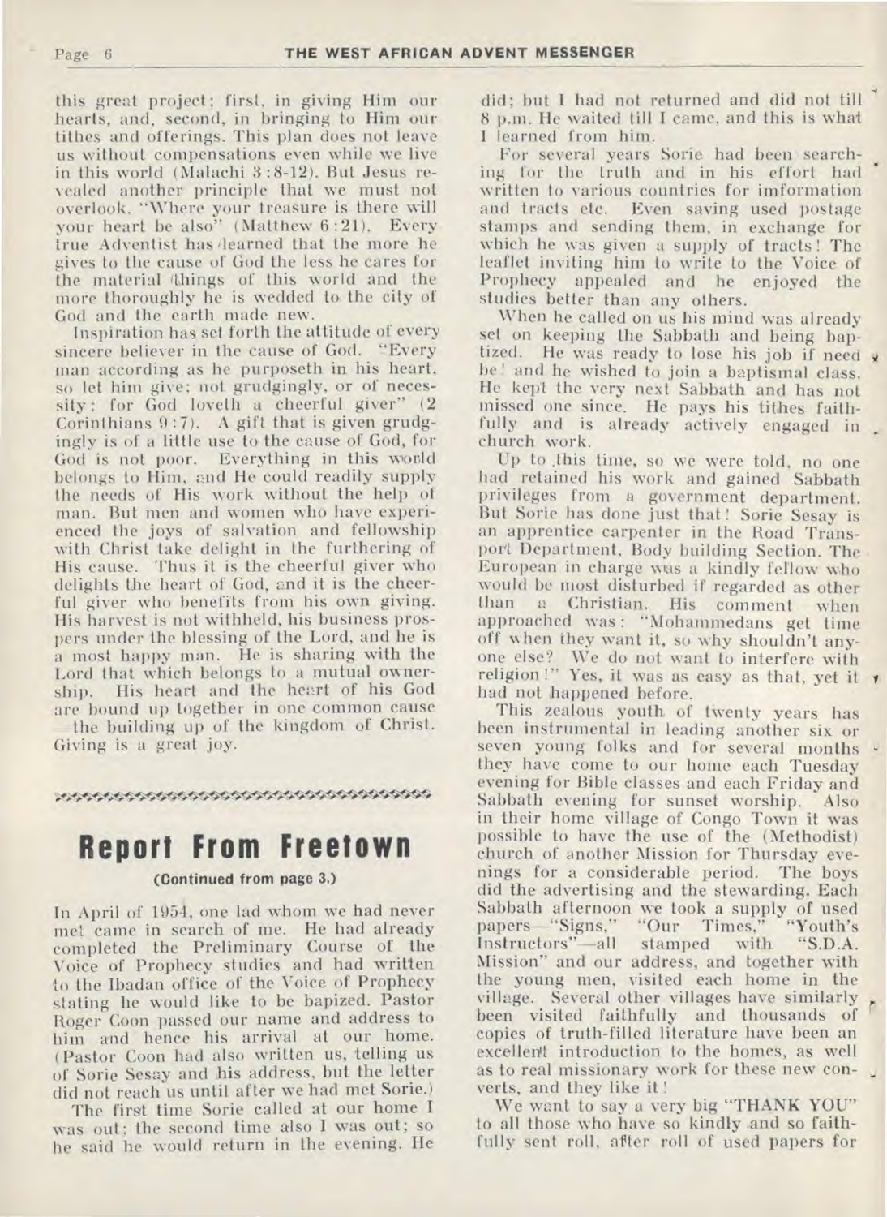this great project; first, in giving Him our hearts, and, second, in bringing to Him our tithes and offerings. This plan does not leave us without compensations even while we live in this world (Malachi 3:8-12). But Jesus revealed another principle that we must not overlook. "Where your treasure is there will your heart be also" (Matthew 6:21). Every true Adventist has learned that the more he gives to the cause of God the less he cares for the material things of this world and the more thoroughly he is wedded to the city of God and the earth made new.

Inspiration has set forth the attitude of every sincere believer in the cause of God. "Every man according as he purposeth in his heart, so let him give; not grudgingly, or of necessity: for God loveth a cheerful giver" (2 Corinthians 9:7). A gift that is given grudgingly is of a little use to the cause of God, for God is not poor. Everything in this world belongs to Him, and He could readily supply the needs of His work without the help of man. But men and women who have experienced the joys of salvation and fellowship with Christ take delight in the furthering of His cause. Thus it is the cheerful giver who delights the heart of God, and it is the cheerful giver who benefits from his own giving. His harvest is not withheld, his business prospers under the blessing of the Lord, and he is a most happy man. He is sharing with the Lord that which belongs to a mutual ownership. His heart and the heart of his God are bound up together in one common cause —the building up of the kingdom of Christ. Giving is a great joy.

# Report From Freetown

**(Continued from page 3.)**

In April of 1954, one lad whom we had never met came in search of me. He had already completed the Preliminary Course of the Voice of Prophecy studies and had written to the Ibadan office of the Voice of Prophecy stating he would like to be bapized. Pastor Roger Coon passed our name and address to him and hence his arrival at our home. (Pastor Coon had also written us, telling us of Sorie Sesay and his address, but the letter did not reach us until after we had met Sorie.)

The first time Sorie called at our home I was out; the second time also I was out; so he said he would return in the evening. He did; but I had not returned and did not till 8 p.m. He waited till I came, and this is what I learned from him.

For several years Sorie had been searching for the truth and in his effort had written to various countries for information and tracts etc. Even saving used postage stamps and sending them, in exchange for which he was given a supply of tracts! The leaflet inviting him to write to the Voice of Prophecy appealed and he enjoyed the studies better than any others.

When he called on us his mind was already set on keeping the Sabbath and being baptized. He was ready to lose his job if need be! and he wished to join a baptismal class. He kept the very next Sabbath and has not missed one since. He pays his tithes faithfully and is already actively engaged in church work.

Up to this time, so we were told, no one had retained his work and gained Sabbath privileges from a government department. But Sorie has done just that! Sorie Sesay is an apprentice carpenter in the Road Transport Department, Body building Section. The European in charge was a kindly fellow who would be most disturbed if regarded as other than a Christian. His comment when approached was: "Mohammedans get time off when they want it, so why shouldn't anyone else? We do not want to interfere with religion!" Yes, it was as easy as that, yet it had not happened before.

This zealous youth of twenty years has been instrumental in leading another six or seven young folks and for several months they have come to our home each Tuesday evening for Bible classes and each Friday and Sabbath evening for sunset worship. Also in their home village of Congo Town it was possible to have the use of the (Methodist) church of another Mission for Thursday evenings for a considerable period. The boys did the advertising and the stewarding. Each Sabbath afternoon we took a supply of used papers—"Signs," "Our Times," "Youth's Instructors"—all stamped with "S.D.A. Mission" and our address, and together with the young men, visited each home in the village. Several other villages have similarly been visited faithfully and thousands of copies of truth-filled literature have been an excellent introduction to the homes, as well as to real missionary work for these new converts, and they like it!

We want to say a very big "THANK YOU" to all those who have so kindly and so faithfully sent roll, after roll of used papers for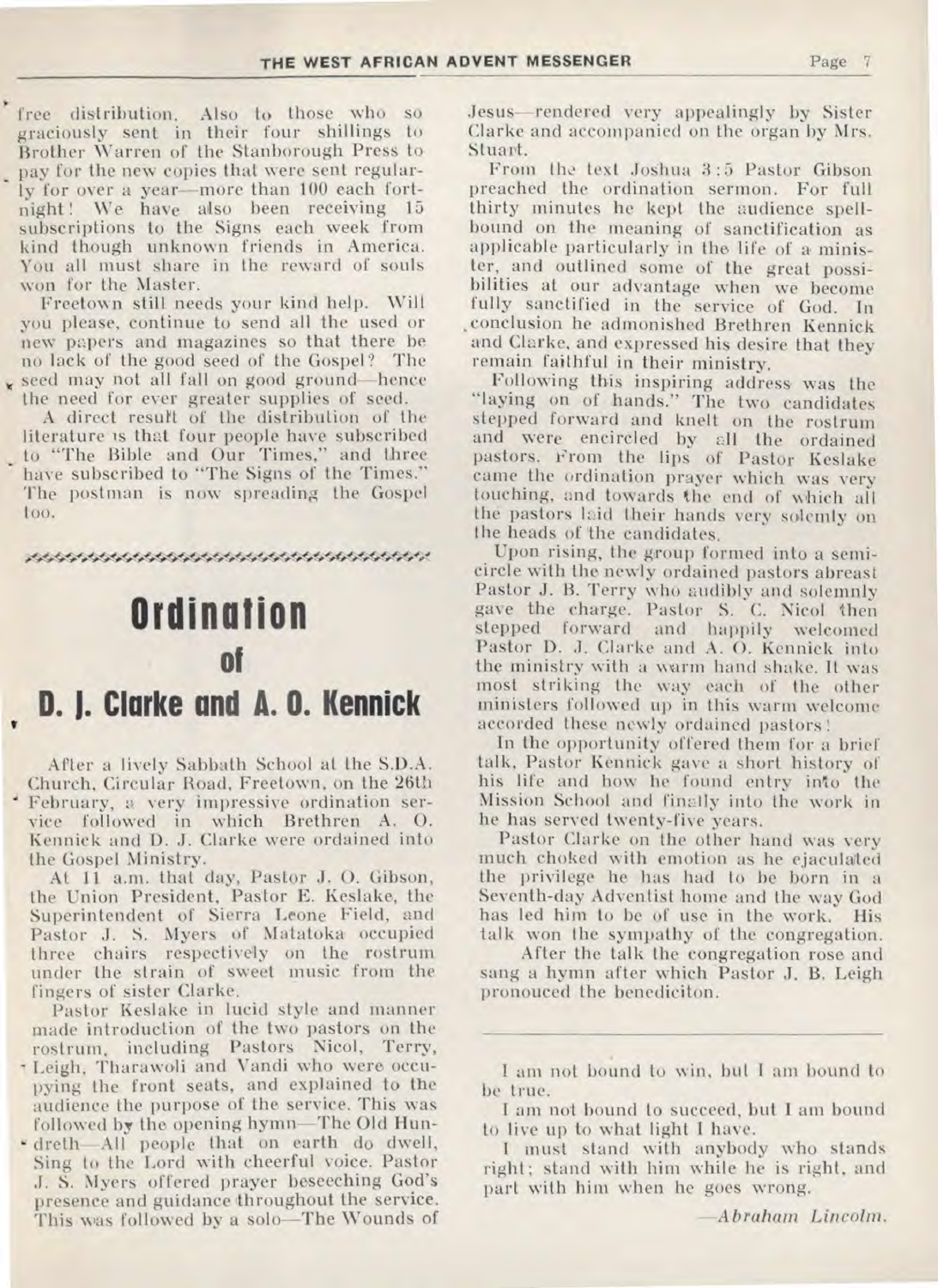free distribution. Also to those who so graciously sent in their four shillings to Brother Warren of the Stanborough Press to pay for the new copies that were sent regularly for over a year—more than 100 each fortnight! We have also been receiving 15 subscriptions to the Signs each week from kind though unknown friends in America. You all must share in the reward of souls won for the Master.

Freetown still needs your kind help. Will you please, continue to send all the used or new papers and magazines so that there be no lack of the good seed of the Gospel? The seed may not all fall on good ground—hence the need for ever greater supplies of seed.

A direct result of the distribution of the literature is that four people have subscribed to "The Bible and Our Times," and three have subscribed to "The Signs of the Times." The postman is now spreading the Gospel too.

# Ordination of D. J. Clarke and A. O. Kennick

After a lively Sabbath School at the S.D.A. Church, Circular Road, Freetown, on the 26th February, a very impressive ordination service followed in which Brethren A. O. Kennick and D. J. Clarke were ordained into the Gospel Ministry.

At 11 a.m. that day, Pastor J. O. Gibson, the Union President, Pastor E. Keslake, the Superintendent of Sierra Leone Field, and Pastor J. S. Myers of Matatoka occupied three chairs respectively on the rostrum under the strain of sweet music from the fingers of sister Clarke.

Pastor Keslake in lucid style and manner made introduction of the two pastors on the rostrum, including Pastors Nicol, Terry, Leigh, Tharawoli and Vandi who were occupying the front seats, and explained to the audience the purpose of the service. This was followed by the opening hymn—The Old Hundreth—All people that on earth do dwell, Sing to the Lord with cheerful voice. Pastor J. S. Myers offered prayer beseeching God's presence and guidance throughout the service. This was followed by a solo—The Wounds of Jesus—rendered very appealingly by Sister Clarke and accompanied on the organ by Mrs. Stuart.

From the text Joshua 3:5 Pastor Gibson preached the ordination sermon. For full thirty minutes he kept the audience spellbound on the meaning of sanctification as applicable particularly in the life of a minister, and outlined some of the great possibilities at our advantage when we become fully sanctified in the service of God. In conclusion he admonished Brethren Kennick and Clarke, and expressed his desire that they remain faithful in their ministry.

Following this inspiring address was the "laying on of hands." The two candidates stepped forward and knelt on the rostrum and were encircled by all the ordained pastors. From the lips of Pastor Keslake came the ordination prayer which was very touching, and towards the end of which all the pastors laid their hands very solemly on the heads of the candidates.

Upon rising, the group formed into a semicircle with the newly ordained pastors abreast Pastor J. B. Terry who audibly and solemnly gave the charge. Pastor S. C. Nicol then stepped forward and happily welcomed Pastor D. J. Clarke and A. O. Kennick into the ministry with a warm hand shake. It was most striking the way each of the other ministers followed up in this warm welcome accorded these newly ordained pastors!

In the opportunity offered them for a brief talk, Pastor Kennick gave a short history of his life and how he found entry into the Mission School and finally into the work in he has served twenty-five years.

Pastor Clarke on the other hand was very much choked with emotion as he ejaculated the privilege he has had to be born in a Seventh-day Adventist home and the way God has led him to be of use in the work. His talk won the sympathy of the congregation.

After the talk the congregation rose and sang a hymn after which Pastor J. B. Leigh pronouced the benediciton.

---

I am not bound to win, but I am bound to be true.

I am not bound to succeed, but I am bound to live up to what light I have.

I must stand with anybody who stands right; stand with him while he is right, and part with him when he goes wrong.

—*Abraham Lincoln.*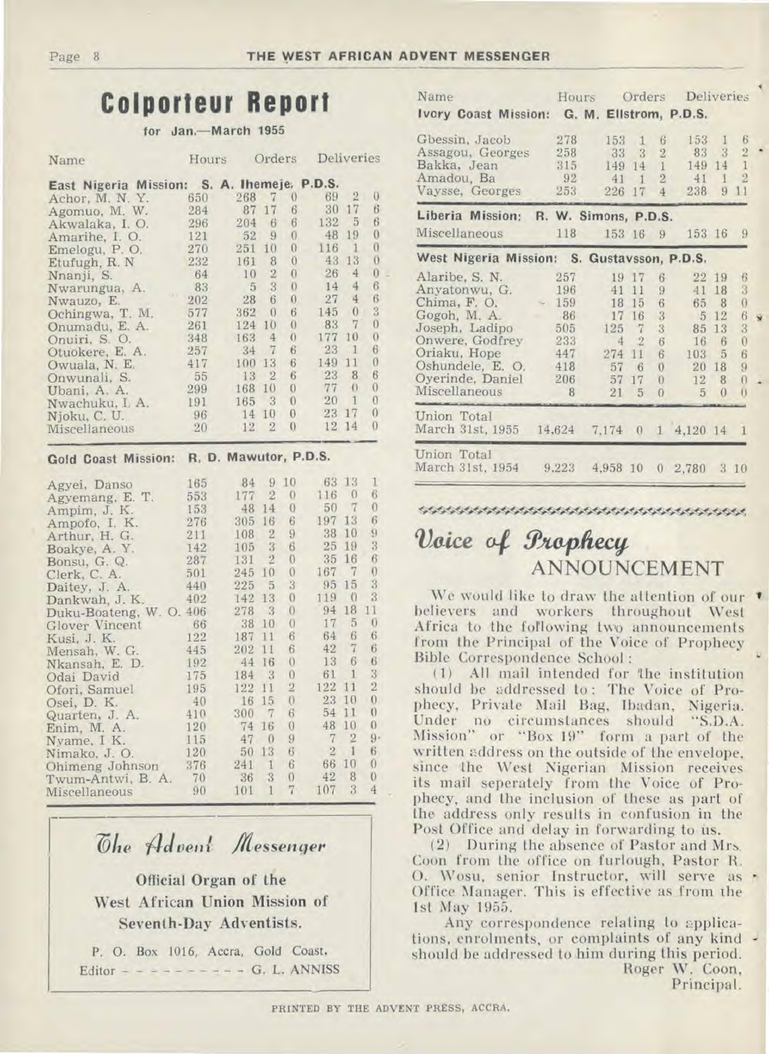# Colporteur Report

for Jan.—March 1955

| Name | Hours | Orders | | | Deliveries | | |
|---|---|---|---|---|---|---|---|
| **East Nigeria Mission: S. A. Ihemeje, P.D.S.** | | | | | | | |
| Achor, M. N. Y. | 650 | 268 | 7 | 0 | 69 | 2 | 0 |
| Agomuo, M. W. | 284 | 87 | 17 | 6 | 30 | 17 | 6 |
| Akwalaka, I. O. | 296 | 204 | 6 | 6 | 132 | 5 | 6 |
| Amarihe, I. O. | 121 | 52 | 9 | 0 | 48 | 19 | 0 |
| Emelogu, P. O. | 270 | 251 | 10 | 0 | 116 | 1 | 0 |
| Etufugh, R. N | 232 | 161 | 8 | 0 | 43 | 13 | 0 |
| Nnanji, S. | 64 | 10 | 2 | 0 | 26 | 4 | 0 |
| Nwarungua, A. | 83 | 5 | 3 | 0 | 14 | 4 | 6 |
| Nwauzo, E. | 202 | 28 | 6 | 0 | 27 | 4 | 6 |
| Ochingwa, T. M. | 577 | 362 | 0 | 6 | 145 | 0 | 3 |
| Onumadu, E. A. | 261 | 124 | 10 | 0 | 83 | 7 | 0 |
| Onuiri, S. O. | 348 | 163 | 4 | 0 | 177 | 10 | 0 |
| Otuokere, E. A. | 257 | 34 | 7 | 6 | 23 | 1 | 6 |
| Owuala, N. E. | 417 | 100 | 13 | 6 | 149 | 11 | 0 |
| Onwunali, S. | 55 | 13 | 2 | 6 | 23 | 8 | 6 |
| Ubani, A. A. | 299 | 168 | 10 | 0 | 77 | 0 | 0 |
| Nwachuku, I. A. | 191 | 165 | 3 | 0 | 20 | 1 | 0 |
| Njoku, C. U. | 96 | 14 | 10 | 0 | 23 | 17 | 0 |
| Miscellaneous | 20 | 12 | 2 | 0 | 12 | 14 | 0 |
| **Gold Coast Mission: R. D. Mawutor, P.D.S.** | | | | | | | |
| Agyei, Danso | 165 | 84 | 9 | 10 | 63 | 13 | 1 |
| Agyemang, E. T. | 553 | 177 | 2 | 0 | 116 | 0 | 6 |
| Ampim, J. K. | 153 | 48 | 14 | 0 | 50 | 7 | 0 |
| Ampofo, I. K. | 276 | 305 | 16 | 6 | 197 | 13 | 6 |
| Arthur, H. G. | 211 | 108 | 2 | 9 | 38 | 10 | 9 |
| Boakye, A. Y. | 142 | 105 | 3 | 6 | 25 | 19 | 3 |
| Bonsu, G. Q. | 287 | 131 | 2 | 0 | 35 | 16 | 6 |
| Clerk, C. A. | 501 | 245 | 10 | 0 | 167 | 7 | 0 |
| Daitey, J. A. | 440 | 225 | 5 | 3 | 95 | 15 | 3 |
| Dankwah, J. K. | 402 | 142 | 13 | 0 | 119 | 0 | 3 |
| Duku-Boateng, W. O. | 406 | 278 | 3 | 0 | 94 | 18 | 11 |
| Glover Vincent | 66 | 38 | 10 | 0 | 17 | 5 | 0 |
| Kusi, J. K. | 122 | 187 | 11 | 6 | 64 | 6 | 6 |
| Mensah, W. G. | 445 | 202 | 11 | 6 | 42 | 7 | 6 |
| Nkansah, E. D. | 192 | 44 | 16 | 0 | 13 | 6 | 6 |
| Odai David | 175 | 184 | 3 | 0 | 61 | 1 | 3 |
| Ofori, Samuel | 195 | 122 | 11 | 2 | 122 | 11 | 2 |
| Osei, D. K. | 40 | 16 | 15 | 0 | 23 | 10 | 0 |
| Quarten, J. A. | 410 | 300 | 7 | 6 | 54 | 11 | 0 |
| Enim, M. A. | 120 | 74 | 16 | 0 | 48 | 10 | 0 |
| Nyame, I. K. | 115 | 47 | 0 | 9 | 7 | 2 | 9 |
| Nimako, J. O. | 120 | 50 | 13 | 6 | 2 | 1 | 6 |
| Ohimeng Johnson | 376 | 241 | 1 | 6 | 66 | 10 | 0 |
| Twum-Antwi, B. A. | 70 | 36 | 3 | 0 | 42 | 8 | 0 |
| Miscellaneous | 90 | 101 | 1 | 7 | 107 | 3 | 4 |
| **Ivory Coast Mission: G. M. Ellstrom, P.D.S.** | | | | | | | |
| Gbessin, Jacob | 278 | 153 | 1 | 6 | 153 | 1 | 6 |
| Assagou, Georges | 258 | 33 | 3 | 2 | 83 | 3 | 2 |
| Bakka, Jean | 315 | 149 | 14 | 1 | 149 | 14 | 1 |
| Amadou, Ba | 92 | 41 | 1 | 2 | 41 | 1 | 2 |
| Vaysse, Georges | 253 | 226 | 17 | 4 | 238 | 9 | 11 |
| **Liberia Mission: R. W. Simons, P.D.S.** | | | | | | | |
| Miscellaneous | 118 | 153 | 16 | 9 | 153 | 16 | 9 |
| **West Nigeria Mission: S. Gustavsson, P.D.S.** | | | | | | | |
| Alaribe, S. N. | 257 | 19 | 17 | 6 | 22 | 19 | 6 |
| Anyatonwu, G. | 196 | 41 | 11 | 9 | 41 | 18 | 3 |
| Chima, F. O. | 159 | 18 | 15 | 6 | 65 | 8 | 0 |
| Gogoh, M. A. | 86 | 17 | 16 | 3 | 5 | 12 | 6 |
| Joseph, Ladipo | 505 | 125 | 7 | 3 | 85 | 13 | 3 |
| Onwere, Godfrey | 233 | 4 | 2 | 6 | 16 | 6 | 0 |
| Oriaku, Hope | 447 | 274 | 11 | 6 | 103 | 5 | 6 |
| Oshundele, E. O. | 418 | 57 | 6 | 0 | 20 | 18 | 9 |
| Oyerinde, Daniel | 206 | 57 | 17 | 0 | 12 | 8 | 0 |
| Miscellaneous | 8 | 21 | 5 | 0 | 5 | 0 | 0 |
| Union Total March 31st, 1955 | 14,624 | 7,174 | 0 | 1 | 4,120 | 14 | 1 |
| Union Total March 31st, 1954 | 9,223 | 4,958 | 10 | 0 | 2,780 | 3 | 10 |

*The Advent Messenger*

**Official Organ of the West African Union Mission of Seventh-Day Adventists.**

P. O. Box 1016, Accra, Gold Coast.

Editor - - - - - - - - - - G. L. ANNISS

## *Voice of Prophecy* ANNOUNCEMENT

We would like to draw the attention of our believers and workers throughout West Africa to the following two announcements from the Principal of the Voice of Prophecy Bible Correspondence School:

(1) All mail intended for the institution should be addressed to: The Voice of Prophecy, Private Mail Bag, Ibadan, Nigeria. Under no circumstances should "S.D.A. Mission" or "Box 19" form a part of the written address on the outside of the envelope, since the West Nigerian Mission receives its mail seperately from the Voice of Prophecy, and the inclusion of these as part of the address only results in confusion in the Post Office and delay in forwarding to us.

(2) During the absence of Pastor and Mrs. Coon from the office on furlough, Pastor R. O. Wosu, senior Instructor, will serve as Office Manager. This is effective as from the 1st May 1955.

Any correspondence relating to applications, enrolments, or complaints of any kind should be addressed to him during this period.

Roger W. Coon,
Principal.

PRINTED BY THE ADVENT PRESS, ACCRA.